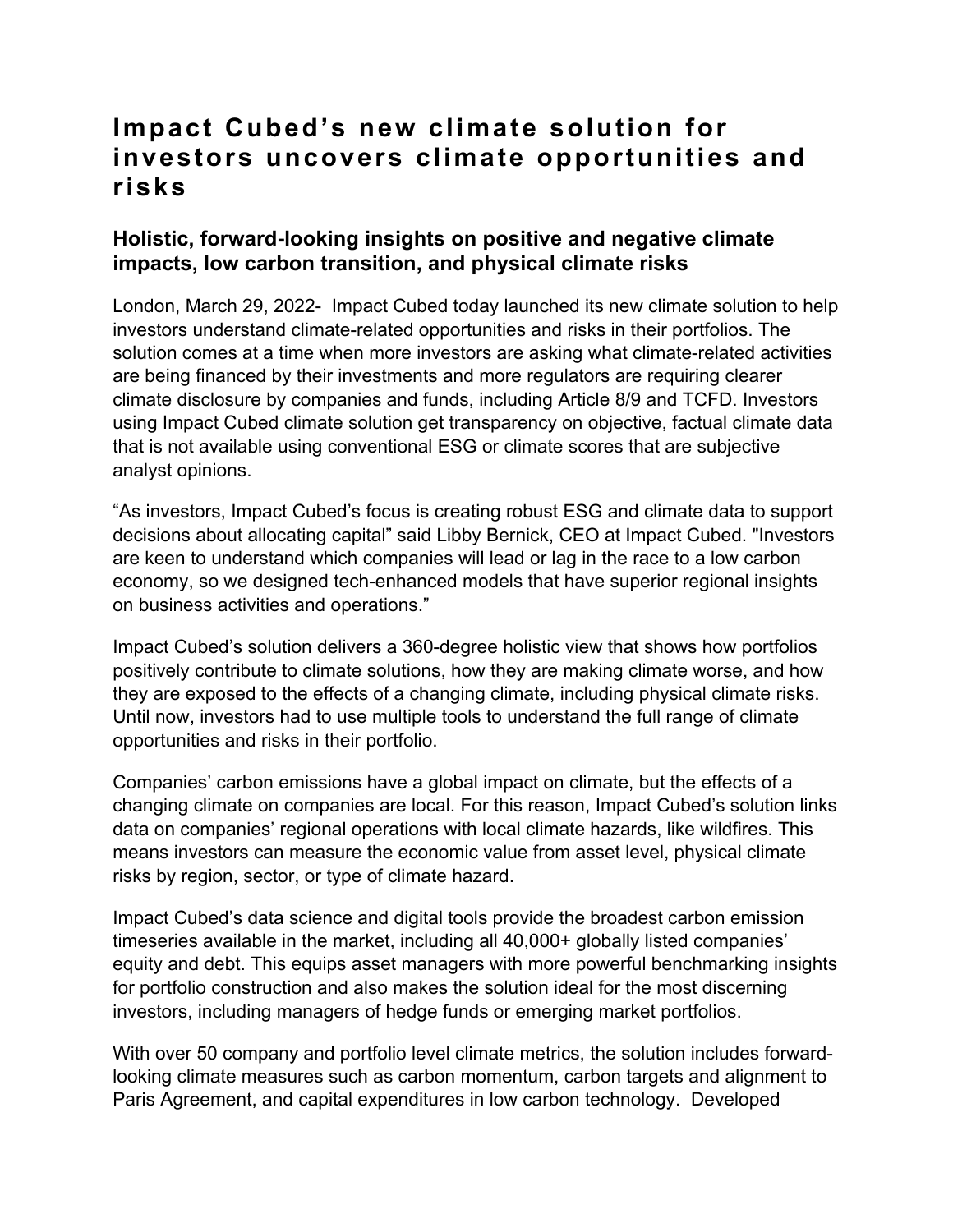# Impact Cubed's new climate solution for investors uncovers climate opportunities and risks

## Holistic, forward-looking insights on positive and negative climate impacts, low carbon transition, and physical climate risks

London, March 29, 2022- Impact Cubed today launched its new climate solution to help investors understand climate-related opportunities and risks in their portfolios. The solution comes at a time when more investors are asking what climate-related activities are being financed by their investments and more regulators are requiring clearer climate disclosure by companies and funds, including Article 8/9 and TCFD. Investors using Impact Cubed climate solution get transparency on objective, factual climate data that is not available using conventional ESG or climate scores that are subjective analyst opinions.

"As investors, Impact Cubed's focus is creating robust ESG and climate data to support decisions about allocating capital" said Libby Bernick, CEO at Impact Cubed. "Investors are keen to understand which companies will lead or lag in the race to a low carbon economy, so we designed tech-enhanced models that have superior regional insights on business activities and operations."

Impact Cubed's solution delivers a 360-degree holistic view that shows how portfolios positively contribute to climate solutions, how they are making climate worse, and how they are exposed to the effects of a changing climate, including physical climate risks. Until now, investors had to use multiple tools to understand the full range of climate opportunities and risks in their portfolio.

Companies' carbon emissions have a global impact on climate, but the effects of a changing climate on companies are local. For this reason, Impact Cubed's solution links data on companies' regional operations with local climate hazards, like wildfires. This means investors can measure the economic value from asset level, physical climate risks by region, sector, or type of climate hazard.

Impact Cubed's data science and digital tools provide the broadest carbon emission timeseries available in the market, including all 40,000+ globally listed companies' equity and debt. This equips asset managers with more powerful benchmarking insights for portfolio construction and also makes the solution ideal for the most discerning investors, including managers of hedge funds or emerging market portfolios.

With over 50 company and portfolio level climate metrics, the solution includes forward-looking climate measures such as carbon momentum, carbon targets and alignment to Paris Agreement, and capital expenditures in low carbon technology. Developed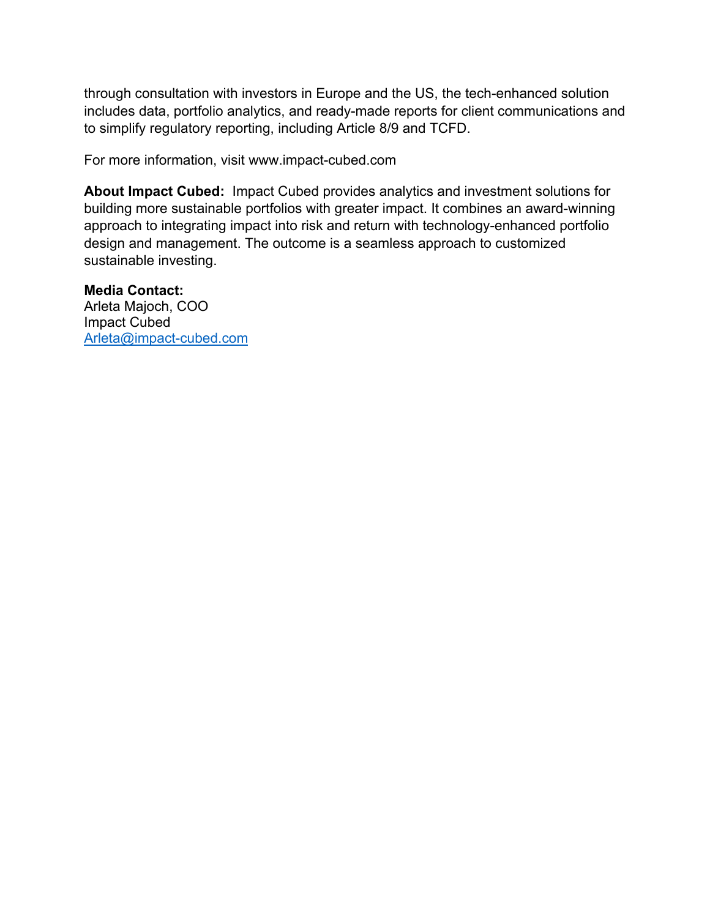through consultation with investors in Europe and the US, the tech-enhanced solution includes data, portfolio analytics, and ready-made reports for client communications and to simplify regulatory reporting, including Article 8/9 and TCFD.

For more information, visit www.impact-cubed.com

**About Impact Cubed:** Impact Cubed provides analytics and investment solutions for building more sustainable portfolios with greater impact. It combines an award-winning approach to integrating impact into risk and return with technology-enhanced portfolio design and management. The outcome is a seamless approach to customized sustainable investing.

**Media Contact:**
Arleta Majoch, COO
Impact Cubed
Arleta@impact-cubed.com